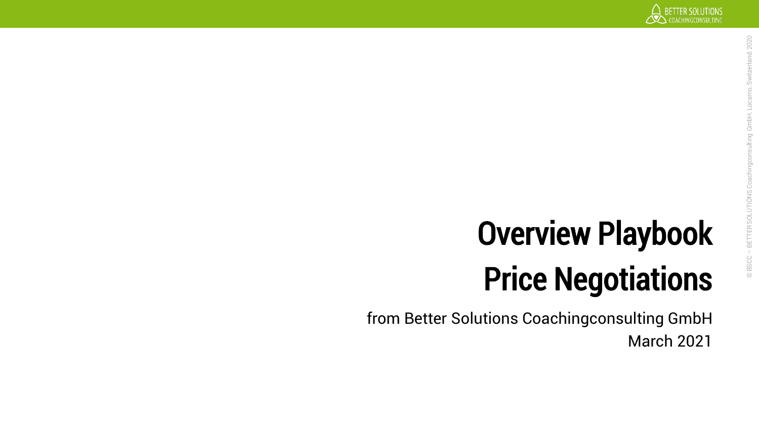# Overview Playbook Price Negotiations

from Better Solutions Coachingconsulting GmbH

March 2021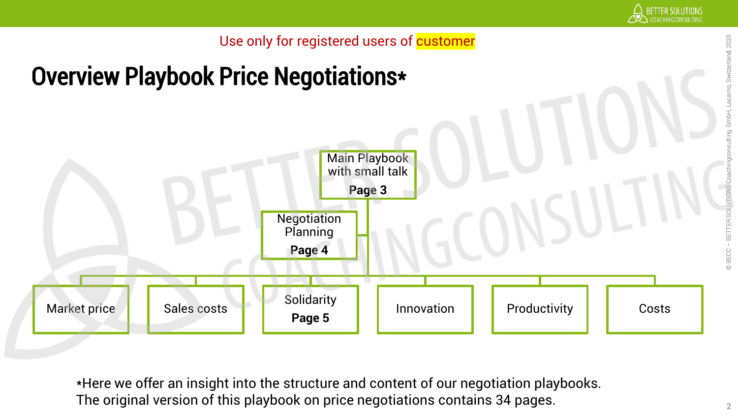Use only for registered users of customer

# Overview Playbook Price Negotiations*

Main Playbook with small talk
**Page 3**

Negotiation Planning
**Page 4**

- Market price
- Sales costs
- Solidarity **Page 5**
- Innovation
- Productivity
- Costs

*Here we offer an insight into the structure and content of our negotiation playbooks. The original version of this playbook on price negotiations contains 34 pages.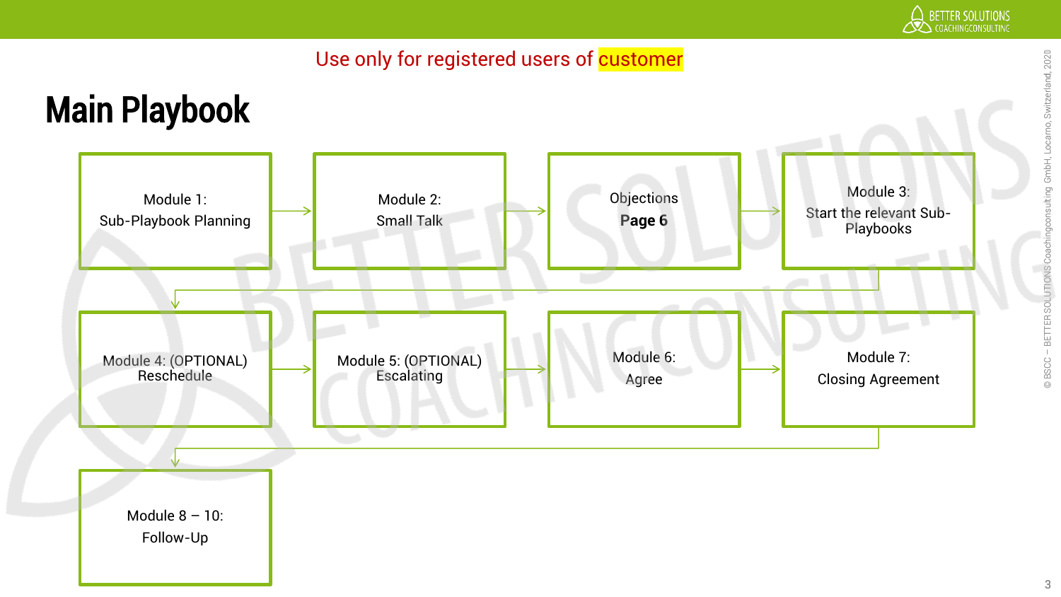Use only for registered users of customer

# Main Playbook

- Module 1: Sub-Playbook Planning
- Module 2: Small Talk
- Objections **Page 6**
- Module 3: Start the relevant Sub-Playbooks
- Module 4: (OPTIONAL) Reschedule
- Module 5: (OPTIONAL) Escalating
- Module 6: Agree
- Module 7: Closing Agreement
- Module 8 – 10: Follow-Up

© BSCC – BETTER SOLUTIONS Coachingconsulting GmbH, Locarno, Switzerland, 2020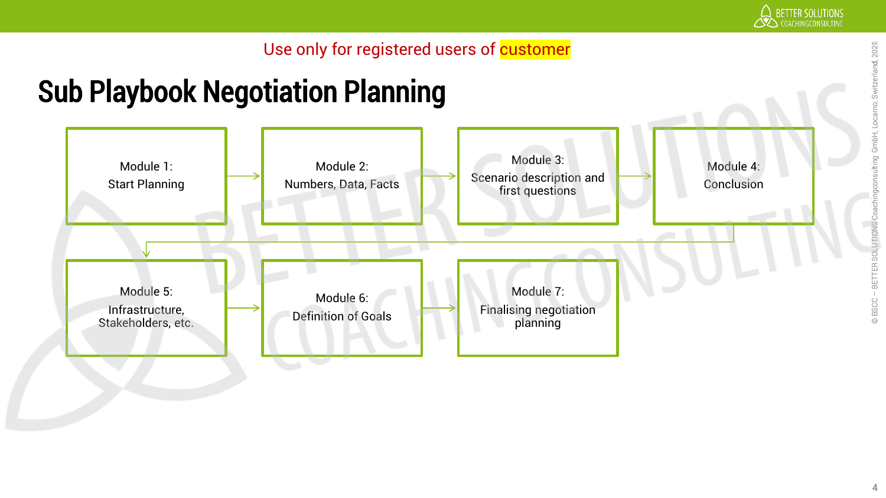Use only for registered users of customer

# Sub Playbook Negotiation Planning

Module 1: Start Planning → Module 2: Numbers, Data, Facts → Module 3: Scenario description and first questions → Module 4: Conclusion

→ Module 5: Infrastructure, Stakeholders, etc. → Module 6: Definition of Goals → Module 7: Finalising negotiation planning

© BSCC – BETTER SOLUTIONS Coachingconsulting GmbH, Locarno, Switzerland, 2020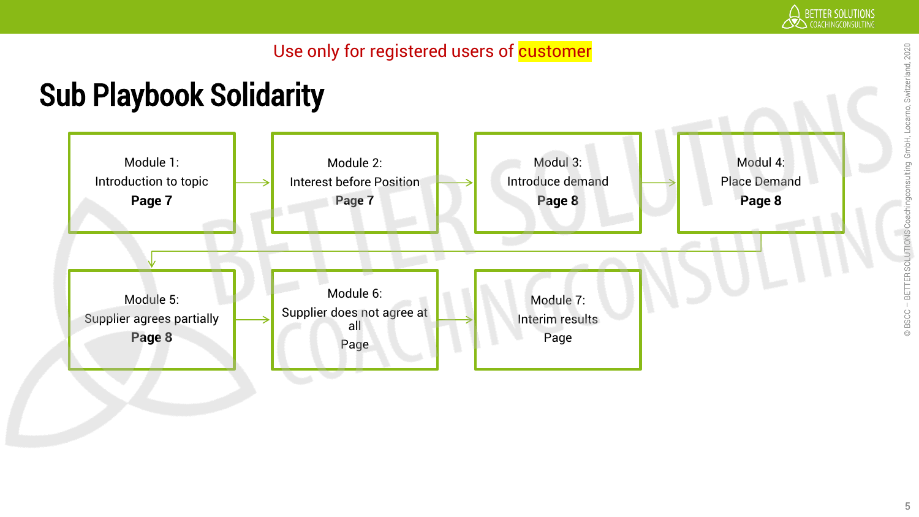Use only for registered users of customer

# Sub Playbook Solidarity

Module 1:
Introduction to topic
**Page 7**

Module 2:
Interest before Position
**Page 7**

Modul 3:
Introduce demand
**Page 8**

Modul 4:
Place Demand
**Page 8**

Module 5:
Supplier agrees partially
**Page 8**

Module 6:
Supplier does not agree at all
Page

Module 7:
Interim results
Page

© BSCC – BETTER SOLUTIONS Coachingconsulting GmbH, Locarno, Switzerland, 2020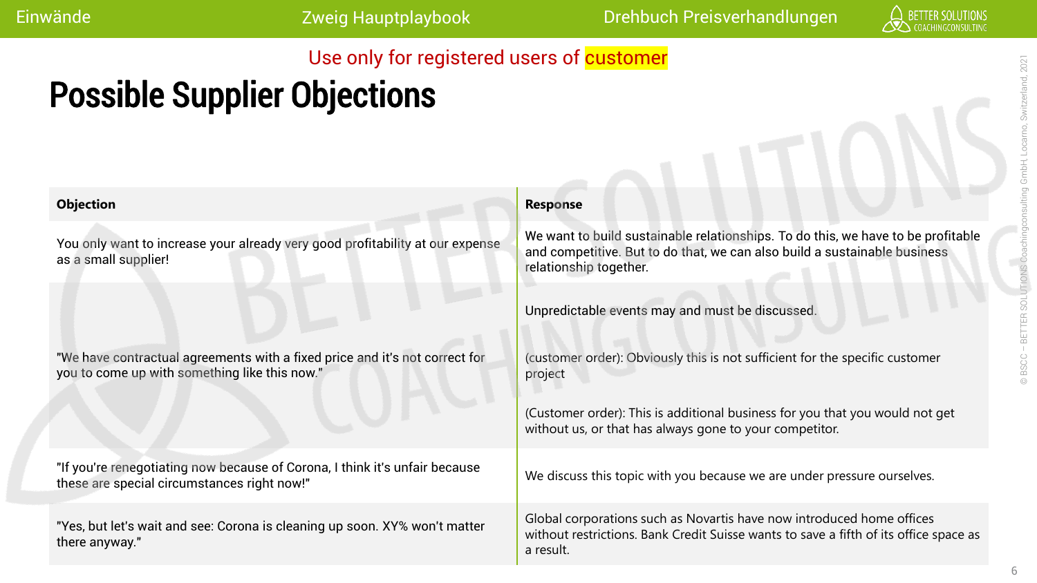Use only for registered users of customer

# Possible Supplier Objections

| Objection | Response |
|---|---|
| You only want to increase your already very good profitability at our expense as a small supplier! | We want to build sustainable relationships. To do this, we have to be profitable and competitive. But to do that, we can also build a sustainable business relationship together. |
| "We have contractual agreements with a fixed price and it's not correct for you to come up with something like this now." | Unpredictable events may and must be discussed.<br><br>(customer order): Obviously this is not sufficient for the specific customer project<br><br>(Customer order): This is additional business for you that you would not get without us, or that has always gone to your competitor. |
| "If you're renegotiating now because of Corona, I think it's unfair because these are special circumstances right now!" | We discuss this topic with you because we are under pressure ourselves. |
| "Yes, but let's wait and see: Corona is cleaning up soon. XY% won't matter there anyway." | Global corporations such as Novartis have now introduced home offices without restrictions. Bank Credit Suisse wants to save a fifth of its office space as a result. |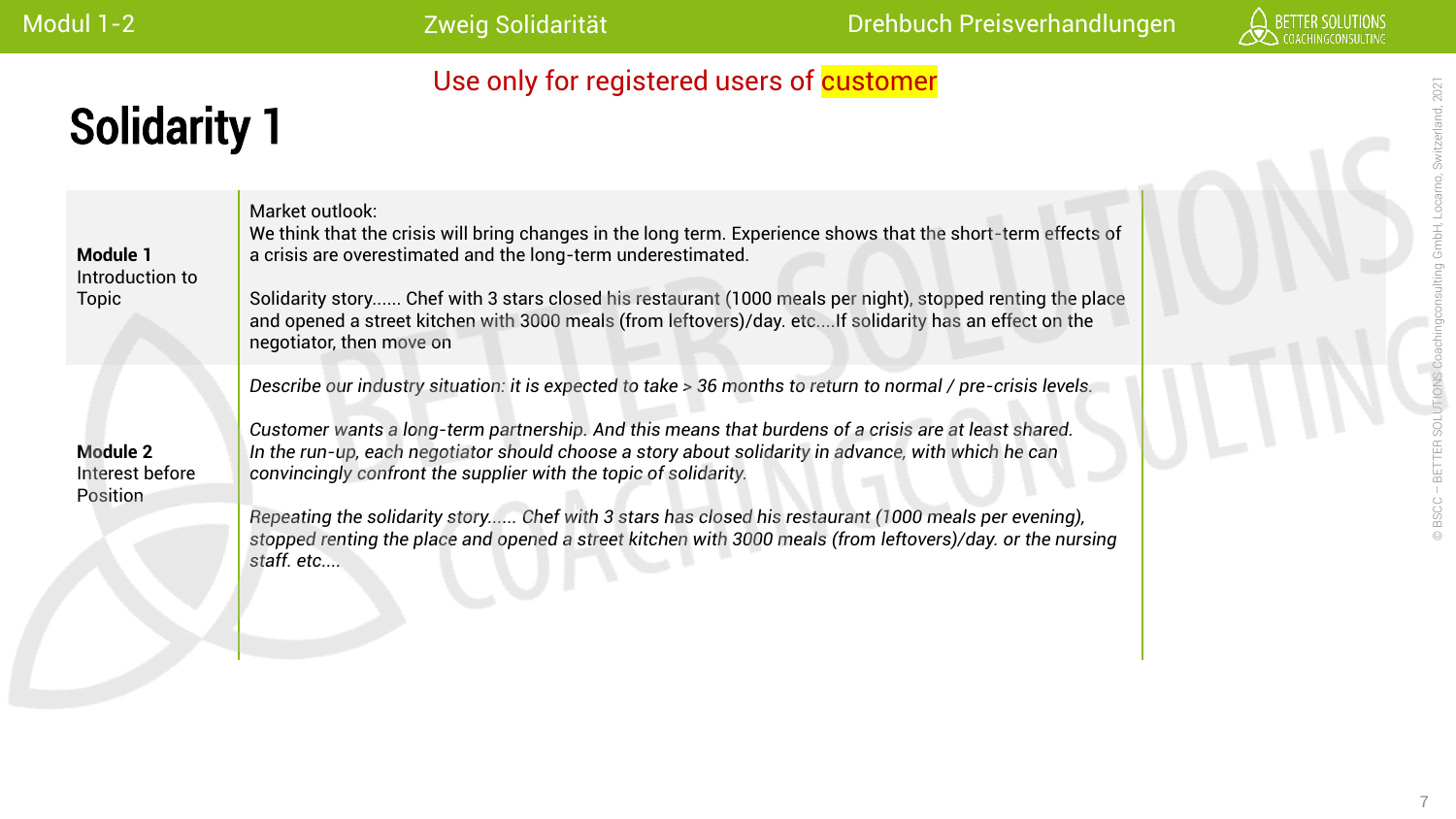Use only for registered users of customer

# Solidarity 1

| | |
|---|---|
| **Module 1** Introduction to Topic | Market outlook:<br>We think that the crisis will bring changes in the long term. Experience shows that the short-term effects of a crisis are overestimated and the long-term underestimated.<br><br>Solidarity story...... Chef with 3 stars closed his restaurant (1000 meals per night), stopped renting the place and opened a street kitchen with 3000 meals (from leftovers)/day. etc....If solidarity has an effect on the negotiator, then move on |
| **Module 2** Interest before Position | *Describe our industry situation: it is expected to take > 36 months to return to normal / pre-crisis levels.*<br><br>*Customer wants a long-term partnership. And this means that burdens of a crisis are at least shared. In the run-up, each negotiator should choose a story about solidarity in advance, with which he can convincingly confront the supplier with the topic of solidarity.*<br><br>*Repeating the solidarity story...... Chef with 3 stars has closed his restaurant (1000 meals per evening), stopped renting the place and opened a street kitchen with 3000 meals (from leftovers)/day. or the nursing staff. etc....* |

© BSCC – BETTER SOLUTIONS Coachingconsulting GmbH, Locarno, Switzerland, 2021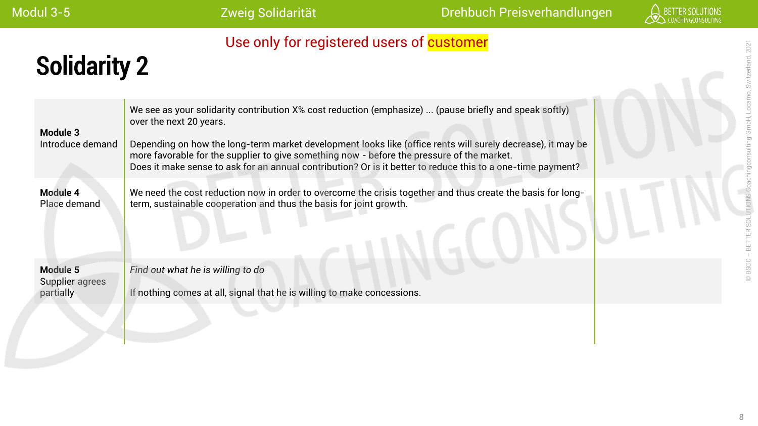Use only for registered users of customer

# Solidarity 2

| | |
|---|---|
| **Module 3**<br>Introduce demand | We see as your solidarity contribution X% cost reduction (emphasize) ... (pause briefly and speak softly) over the next 20 years.<br><br>Depending on how the long-term market development looks like (office rents will surely decrease), it may be more favorable for the supplier to give something now - before the pressure of the market.<br>Does it make sense to ask for an annual contribution? Or is it better to reduce this to a one-time payment? |
| **Module 4**<br>Place demand | We need the cost reduction now in order to overcome the crisis together and thus create the basis for long-term, sustainable cooperation and thus the basis for joint growth. |
| **Module 5**<br>Supplier agrees partially | *Find out what he is willing to do*<br><br>If nothing comes at all, signal that he is willing to make concessions. |